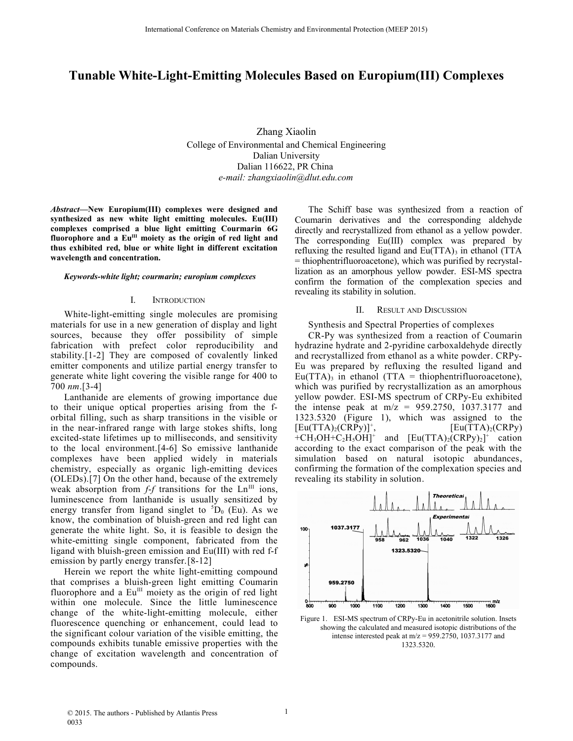# Tunable White-Light-Emitting Molecules Based on Europium(III) Complexes

Zhang Xiaolin
College of Environmental and Chemical Engineering
Dalian University
Dalian 116622, PR China
*e-mail: zhangxiaolin@dlut.edu.com*

***Abstract*—New Europium(III) complexes were designed and synthesized as new white light emitting molecules. Eu(III) complexes comprised a blue light emitting Courmarin 6G fluorophore and a Eu$^{III}$ moiety as the origin of red light and thus exhibited red, blue or white light in different excitation wavelength and concentration.**

***Keywords-white light; courmarin; europium complexes***

## I. Introduction

White-light-emitting single molecules are promising materials for use in a new generation of display and light sources, because they offer possibility of simple fabrication with prefect color reproducibility and stability.[1-2] They are composed of covalently linked emitter components and utilize partial energy transfer to generate white light covering the visible range for 400 to 700 *nm*.[3-4]

Lanthanide are elements of growing importance due to their unique optical properties arising from the f-orbital filling, such as sharp transitions in the visible or in the near-infrared range with large stokes shifts, long excited-state lifetimes up to milliseconds, and sensitivity to the local environment.[4-6] So emissive lanthanide complexes have been applied widely in materials chemistry, especially as organic ligh-emitting devices (OLEDs).[7] On the other hand, because of the extremely weak absorption from *f-f* transitions for the Ln$^{III}$ ions, luminescence from lanthanide is usually sensitized by energy transfer from ligand singlet to $^5D_0$ (Eu). As we know, the combination of bluish-green and red light can generate the white light. So, it is feasible to design the white-emitting single component, fabricated from the ligand with bluish-green emission and Eu(III) with red f-f emission by partly energy transfer.[8-12]

Herein we report the white light-emitting compound that comprises a bluish-green light emitting Coumarin fluorophore and a Eu$^{III}$ moiety as the origin of red light within one molecule. Since the little luminescence change of the white-light-emitting molecule, either fluorescence quenching or enhancement, could lead to the significant colour variation of the visible emitting, the compounds exhibits tunable emissive properties with the change of excitation wavelength and concentration of compounds.

The Schiff base was synthesized from a reaction of Coumarin derivatives and the corresponding aldehyde directly and recrystallized from ethanol as a yellow powder. The corresponding Eu(III) complex was prepared by refluxing the resulted ligand and $Eu(TTA)_3$ in ethanol (TTA = thiophentrifluoroacetone), which was purified by recrystallization as an amorphous yellow powder. ESI-MS spectra confirm the formation of the complexation species and revealing its stability in solution.

## II. Result and Discussion

Synthesis and Spectral Properties of complexes

CR-Py was synthesized from a reaction of Coumarin hydrazine hydrate and 2-pyridine carboxaldehyde directly and recrystallized from ethanol as a white powder. CRPy-Eu was prepared by refluxing the resulted ligand and $Eu(TTA)_3$ in ethanol (TTA = thiophentrifluoroacetone), which was purified by recrystallization as an amorphous yellow powder. ESI-MS spectrum of CRPy-Eu exhibited the intense peak at m/z = 959.2750, 1037.3177 and 1323.5320 (Figure 1), which was assigned to the $[Eu(TTA)_2(CRPy)]^+$, $[Eu(TTA)_2(CRPy)+CH_3OH+C_2H_5OH]^+$ and $[Eu(TTA)_2(CRPy)_2]^+$ cation according to the exact comparison of the peak with the simulation based on natural isotopic abundances, confirming the formation of the complexation species and revealing its stability in solution.

Theoretical
Experimental
100
1037.3177
958 962 1036 1040 1322 1326
1323.5320
%
959.2750
0
800 900 1000 1100 1200 1300 1400 1500 1600
m/z

Figure 1. ESI-MS spectrum of CRPy-Eu in acetonitrile solution. Insets showing the calculated and measured isotopic distributions of the intense interested peak at m/z = 959.2750, 1037.3177 and 1323.5320.

© 2015. The authors - Published by Atlantis Press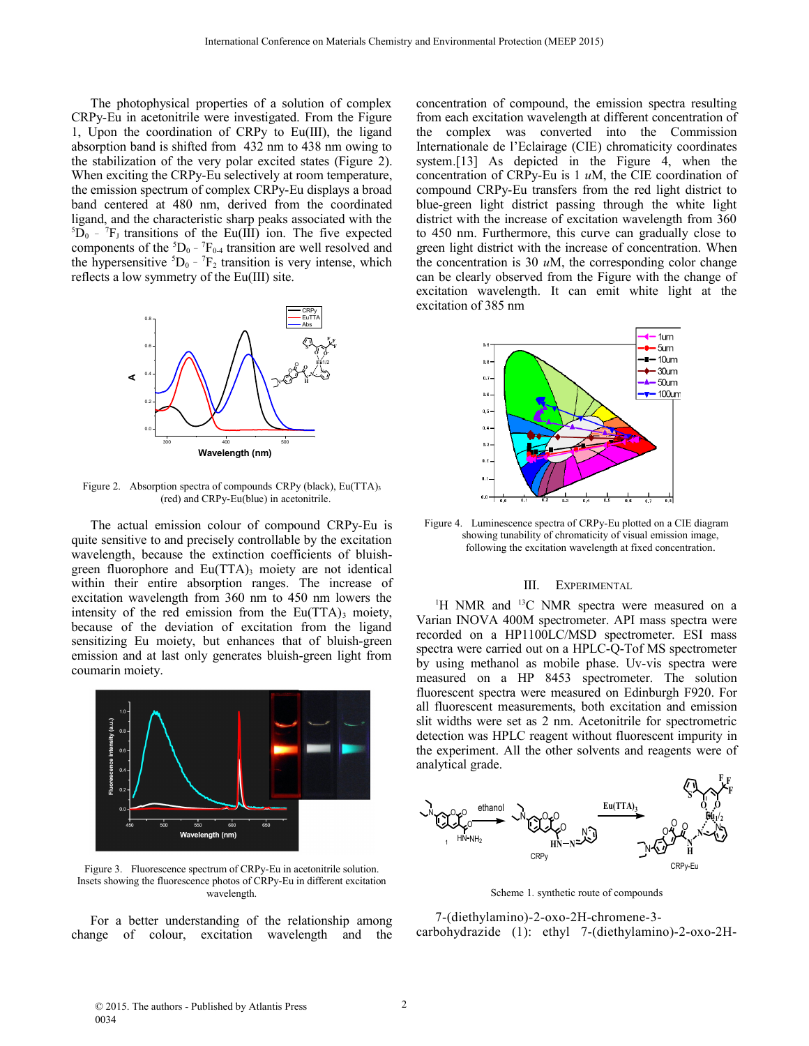The photophysical properties of a solution of complex CRPy-Eu in acetonitrile were investigated. From the Figure 1, Upon the coordination of CRPy to Eu(III), the ligand absorption band is shifted from 432 nm to 438 nm owing to the stabilization of the very polar excited states (Figure 2). When exciting the CRPy-Eu selectively at room temperature, the emission spectrum of complex CRPy-Eu displays a broad band centered at 480 nm, derived from the coordinated ligand, and the characteristic sharp peaks associated with the $^5D_0$ – $^7F_J$ transitions of the Eu(III) ion. The five expected components of the $^5D_0$ – $^7F_{0\text{-}4}$ transition are well resolved and the hypersensitive $^5D_0$ – $^7F_2$ transition is very intense, which reflects a low symmetry of the Eu(III) site.

CRPy
EuTTA
Abs
A
Wavelength (nm)

Figure 2. Absorption spectra of compounds CRPy (black), Eu(TTA)$_3$ (red) and CRPy-Eu(blue) in acetonitrile.

The actual emission colour of compound CRPy-Eu is quite sensitive to and precisely controllable by the excitation wavelength, because the extinction coefficients of bluish-green fluorophore and Eu(TTA)$_3$ moiety are not identical within their entire absorption ranges. The increase of excitation wavelength from 360 nm to 450 nm lowers the intensity of the red emission from the Eu(TTA)$_3$ moiety, because of the deviation of excitation from the ligand sensitizing Eu moiety, but enhances that of bluish-green emission and at last only generates bluish-green light from coumarin moiety.

Fluorescence intensity (a.u.)
Wavelength (nm)

Figure 3. Fluorescence spectrum of CRPy-Eu in acetonitrile solution. Insets showing the fluorescence photos of CRPy-Eu in different excitation wavelength.

For a better understanding of the relationship among change of colour, excitation wavelength and the concentration of compound, the emission spectra resulting from each excitation wavelength at different concentration of the complex was converted into the Commission Internationale de l'Eclairage (CIE) chromaticity coordinates system.[13] As depicted in the Figure 4, when the concentration of CRPy-Eu is 1 $u$M, the CIE coordination of compound CRPy-Eu transfers from the red light district to blue-green light district passing through the white light district with the increase of excitation wavelength from 360 to 450 nm. Furthermore, this curve can gradually close to green light district with the increase of concentration. When the concentration is 30 $u$M, the corresponding color change can be clearly observed from the Figure with the change of excitation wavelength. It can emit white light at the excitation of 385 nm

1um
5um
10um
30um
50um
100um

Figure 4. Luminescence spectra of CRPy-Eu plotted on a CIE diagram showing tunability of chromaticity of visual emission image, following the excitation wavelength at fixed concentration.

## III. Experimental

$^1$H NMR and $^{13}$C NMR spectra were measured on a Varian INOVA 400M spectrometer. API mass spectra were recorded on a HP1100LC/MSD spectrometer. ESI mass spectra were carried out on a HPLC-Q-Tof MS spectrometer by using methanol as mobile phase. Uv-vis spectra were measured on a HP 8453 spectrometer. The solution fluorescent spectra were measured on Edinburgh F920. For all fluorescent measurements, both excitation and emission slit widths were set as 2 nm. Acetonitrile for spectrometric detection was HPLC reagent without fluorescent impurity in the experiment. All the other solvents and reagents were of analytical grade.

ethanol
Eu(TTA)$_3$
1
CRPy
CRPy-Eu

Scheme 1. synthetic route of compounds

7-(diethylamino)-2-oxo-2H-chromene-3-carbohydrazide (1): ethyl 7-(diethylamino)-2-oxo-2H-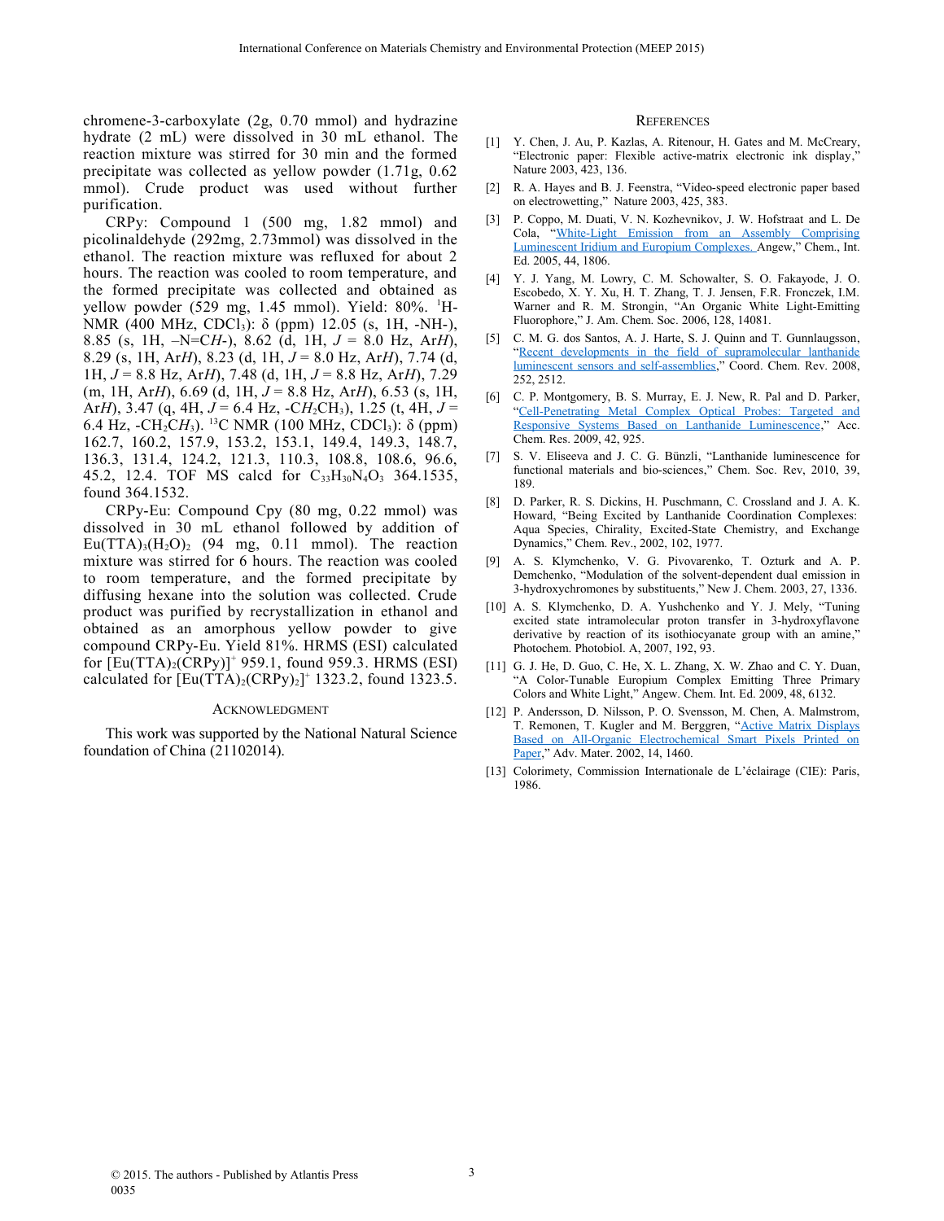chromene-3-carboxylate (2g, 0.70 mmol) and hydrazine hydrate (2 mL) were dissolved in 30 mL ethanol. The reaction mixture was stirred for 30 min and the formed precipitate was collected as yellow powder (1.71g, 0.62 mmol). Crude product was used without further purification.

CRPy: Compound 1 (500 mg, 1.82 mmol) and picolinaldehyde (292mg, 2.73mmol) was dissolved in the ethanol. The reaction mixture was refluxed for about 2 hours. The reaction was cooled to room temperature, and the formed precipitate was collected and obtained as yellow powder (529 mg, 1.45 mmol). Yield: 80%. $^{1}$H-NMR (400 MHz, $CDCl_3$): δ (ppm) 12.05 (s, 1H, -NH-), 8.85 (s, 1H, –N=C*H*-), 8.62 (d, 1H, *J* = 8.0 Hz, Ar*H*), 8.29 (s, 1H, Ar*H*), 8.23 (d, 1H, *J* = 8.0 Hz, Ar*H*), 7.74 (d, 1H, *J* = 8.8 Hz, Ar*H*), 7.48 (d, 1H, *J* = 8.8 Hz, Ar*H*), 7.29 (m, 1H, Ar*H*), 6.69 (d, 1H, *J* = 8.8 Hz, Ar*H*), 6.53 (s, 1H, Ar*H*), 3.47 (q, 4H, *J* = 6.4 Hz, -C*H*$_2$CH$_3$), 1.25 (t, 4H, *J* = 6.4 Hz, -CH$_2$C*H*$_3$). $^{13}$C NMR (100 MHz, $CDCl_3$): δ (ppm) 162.7, 160.2, 157.9, 153.2, 153.1, 149.4, 149.3, 148.7, 136.3, 131.4, 124.2, 121.3, 110.3, 108.8, 108.6, 96.6, 45.2, 12.4. TOF MS calcd for $C_{33}H_{30}N_4O_3$ 364.1535, found 364.1532.

CRPy-Eu: Compound Cpy (80 mg, 0.22 mmol) was dissolved in 30 mL ethanol followed by addition of $Eu(TTA)_3(H_2O)_2$ (94 mg, 0.11 mmol). The reaction mixture was stirred for 6 hours. The reaction was cooled to room temperature, and the formed precipitate by diffusing hexane into the solution was collected. Crude product was purified by recrystallization in ethanol and obtained as an amorphous yellow powder to give compound CRPy-Eu. Yield 81%. HRMS (ESI) calculated for $[Eu(TTA)_2(CRPy)]^+$ 959.1, found 959.3. HRMS (ESI) calculated for $[Eu(TTA)_2(CRPy)_2]^+$ 1323.2, found 1323.5.

## Acknowledgment

This work was supported by the National Natural Science foundation of China (21102014).

## References

[1] Y. Chen, J. Au, P. Kazlas, A. Ritenour, H. Gates and M. McCreary, "Electronic paper: Flexible active-matrix electronic ink display," Nature 2003, 423, 136.

[2] R. A. Hayes and B. J. Feenstra, "Video-speed electronic paper based on electrowetting," Nature 2003, 425, 383.

[3] P. Coppo, M. Duati, V. N. Kozhevnikov, J. W. Hofstraat and L. De Cola, "White-Light Emission from an Assembly Comprising Luminescent Iridium and Europium Complexes. Angew," Chem., Int. Ed. 2005, 44, 1806.

[4] Y. J. Yang, M. Lowry, C. M. Schowalter, S. O. Fakayode, J. O. Escobedo, X. Y. Xu, H. T. Zhang, T. J. Jensen, F.R. Fronczek, I.M. Warner and R. M. Strongin, "An Organic White Light-Emitting Fluorophore," J. Am. Chem. Soc. 2006, 128, 14081.

[5] C. M. G. dos Santos, A. J. Harte, S. J. Quinn and T. Gunnlaugsson, "Recent developments in the field of supramolecular lanthanide luminescent sensors and self-assemblies," Coord. Chem. Rev. 2008, 252, 2512.

[6] C. P. Montgomery, B. S. Murray, E. J. New, R. Pal and D. Parker, "Cell-Penetrating Metal Complex Optical Probes: Targeted and Responsive Systems Based on Lanthanide Luminescence," Acc. Chem. Res. 2009, 42, 925.

[7] S. V. Eliseeva and J. C. G. Bünzli, "Lanthanide luminescence for functional materials and bio-sciences," Chem. Soc. Rev, 2010, 39, 189.

[8] D. Parker, R. S. Dickins, H. Puschmann, C. Crossland and J. A. K. Howard, "Being Excited by Lanthanide Coordination Complexes: Aqua Species, Chirality, Excited-State Chemistry, and Exchange Dynamics," Chem. Rev., 2002, 102, 1977.

[9] A. S. Klymchenko, V. G. Pivovarenko, T. Ozturk and A. P. Demchenko, "Modulation of the solvent-dependent dual emission in 3-hydroxychromones by substituents," New J. Chem. 2003, 27, 1336.

[10] A. S. Klymchenko, D. A. Yushchenko and Y. J. Mely, "Tuning excited state intramolecular proton transfer in 3-hydroxyflavone derivative by reaction of its isothiocyanate group with an amine," Photochem. Photobiol. A, 2007, 192, 93.

[11] G. J. He, D. Guo, C. He, X. L. Zhang, X. W. Zhao and C. Y. Duan, "A Color-Tunable Europium Complex Emitting Three Primary Colors and White Light," Angew. Chem. Int. Ed. 2009, 48, 6132.

[12] P. Andersson, D. Nilsson, P. O. Svensson, M. Chen, A. Malmstrom, T. Remonen, T. Kugler and M. Berggren, "Active Matrix Displays Based on All-Organic Electrochemical Smart Pixels Printed on Paper," Adv. Mater. 2002, 14, 1460.

[13] Colorimety, Commission Internationale de L'éclairage (CIE): Paris, 1986.